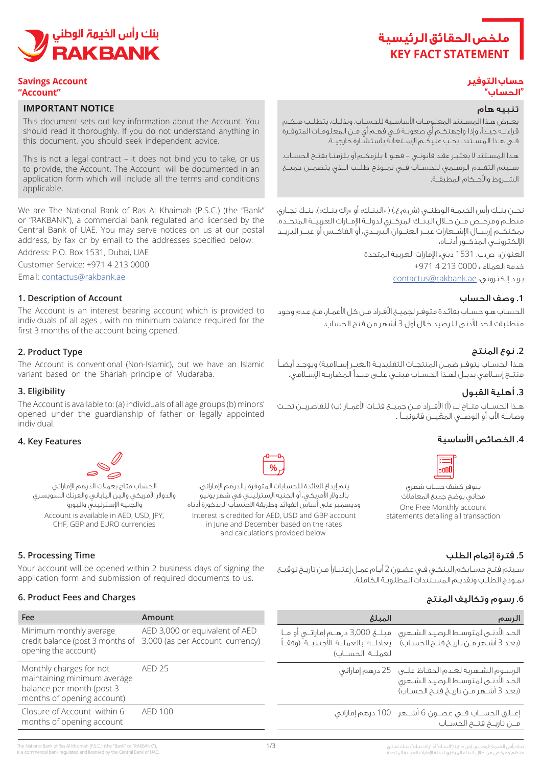بنك رأس الخيمة الوطني
RAKBANK

# ملخص الحقائق الرئيسية
# KEY FACT STATEMENT

## Savings Account "Account"

## حساب التوفير "الحساب"

### IMPORTANT NOTICE

This document sets out key information about the Account. You should read it thoroughly. If you do not understand anything in this document, you should seek independent advice.

This is not a legal contract – it does not bind you to take, or us to provide, the Account. The Account will be documented in an application form which will include all the terms and conditions applicable.

### تنبيه هام

يعرض هذا المستند المعلومات الأساسية للحساب. وبذلك، يتطلب منكم قراءته جيداً. وإذا واجهتكم أي صعوبة في فهم أي من المعلومات المتوفرة في هذا المستند، يجب عليكم الإستعانة باستشارة خارجية.

هذا المستند لا يعتبر عقد قانوني – فهو لا يلزمكم أو يلزمنا بفتح الحساب. سيتم التقدم الرسمي للحساب في نموذج طلب الذي يتضمن جميع الشروط والأحكام المطبقة.

We are The National Bank of Ras Al Khaimah (P.S.C.) (the "Bank" or "RAKBANK"), a commercial bank regulated and licensed by the Central Bank of UAE. You may serve notices on us at our postal address, by fax or by email to the addresses specified below:

Address: P.O. Box 1531, Dubai, UAE

Customer Service: +971 4 213 0000

Email: contactus@rakbank.ae

نحن بنك رأس الخيمة الوطني (ش.م.ع.) ( «البنك» أو «راك بنك»)، بنك تجاري منظم ومرخص من خلال البنك المركزي لدولة الإمارات العربية المتحدة. يمكنكم إرسال الإشعارات عبر العنوان البريدي، أو الفاكس أو عبر البريد الإلكتروني المذكور أدناه:

العنوان: ص.ب. 1531 دبي، الإمارات العربية المتحدة

خدمة العملاء: 0000 213 4 971+

بريد إلكتروني: contactus@rakbank.ae

### 1. Description of Account

The Account is an interest bearing account which is provided to individuals of all ages , with no minimum balance required for the first 3 months of the account being opened.

### 1. وصف الحساب

الحساب هو حساب بفائدة متوفر لجميع الأفراد من كل الأعمار، مع عدم وجود متطلبات الحد الأدنى للرصيد خلال أول 3 أشهر من فتح الحساب.

### 2. Product Type

The Account is conventional (Non-Islamic), but we have an Islamic variant based on the Shariah principle of Mudaraba.

### 2. نوع المنتج

هذا الحساب يتوفر ضمن المنتجات التقليدية (الغير إسلامية) ويوجد أيضاً منتج إسلامي بديل لهذا الحساب مبني على مبدأ المضاربة الإسلامي.

### 3. Eligibility

The Account is available to: (a) individuals of all age groups (b) minors' opened under the guardianship of father or legally appointed individual.

### 3. أهلية القبول

هذا الحساب متاح لـ: (أ) الأفراد من جميع فئات الأعمار (ب) للقاصرين تحت وصاية الأب أو الوصي المعيّن قانونياً .

### 4. Key Features

### 4. الخصائص الأساسية

يتوفر كشف حساب شهري مجاني يوضح جميع المعاملات

One Free Monthly account statements detailing all transaction

يتم إيداع الفائدة للحسابات المتوفرة بالدرهم الإماراتي، بالدولار الأمريكي، أو الجنيه الإسترليني في شهر يونيو وديسمبر على أساس الفوائد وطريقة الاحتساب المذكورة أدناه

Interest is credited for AED, USD and GBP account in June and December based on the rates and calculations provided below

الحساب متاح بعملات الدرهم الإماراتي والدولار الأمريكي والين الياباني والفرنك السويسري والجنيه الإسترليني واليورو

Account is available in AED, USD, JPY, CHF, GBP and EURO currencies

### 5. Processing Time

Your account will be opened within 2 business days of signing the application form and submission of required documents to us.

### 5. فترة إتمام الطلب

سيتم فتح حسابكم البنكي في غضون 2 أيام عمل إعتباراً من تاريخ توقيع نموذج الطلب وتقديم المستندات المطلوبة الكاملة.

### 6. Product Fees and Charges

| Fee | Amount |
|---|---|
| Minimum monthly average credit balance (post 3 months of opening the account) | AED 3,000 or equivalent of AED 3,000 (as per Account currency) |
| Monthly charges for not maintaining minimum average balance per month (post 3 months of opening account) | AED 25 |
| Closure of Account within 6 months of opening account | AED 100 |

### 6. رسوم وتكاليف المنتج

| الرسم | المبلغ |
|---|---|
| الحد الأدنى لمتوسط الرصيد الشهري (بعد 3 أشهر من تاريخ فتح الحساب) | مبلغ 3,000 درهم إماراتي أو ما يعادله بالعملة الأجنبية (وفقاً لعملة الحساب) |
| الرسوم الشهرية لعدم الحفاظ على الحد الأدنى لمتوسط الرصيد الشهري (بعد 3 أشهر من تاريخ فتح الحساب) | 25 درهم إماراتي |
| إغلاق الحساب في غضون 6 أشهر من تاريخ فتح الحساب | 100 درهم إماراتي |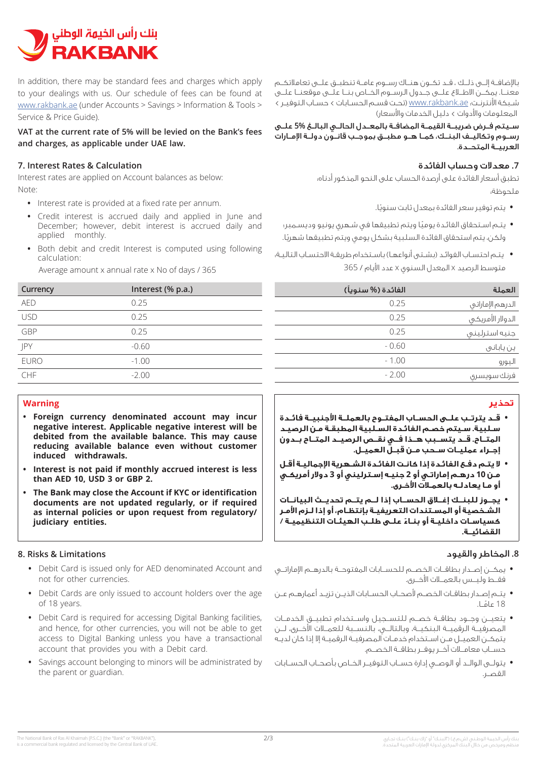In addition, there may be standard fees and charges which apply to your dealings with us. Our schedule of fees can be found at www.rakbank.ae (under Accounts > Savings > Information & Tools > Service & Price Guide).

**VAT at the current rate of 5% will be levied on the Bank's fees and charges, as applicable under UAE law.**

## 7. Interest Rates & Calculation

Interest rates are applied on Account balances as below:

Note:

- Interest rate is provided at a fixed rate per annum.
- Credit interest is accrued daily and applied in June and December; however, debit interest is accrued daily and applied monthly.
- Both debit and credit Interest is computed using following calculation:

  Average amount x annual rate x No of days / 365

| Currency | Interest (% p.a.) |
|---|---|
| AED | 0.25 |
| USD | 0.25 |
| GBP | 0.25 |
| JPY | -0.60 |
| EURO | -1.00 |
| CHF | -2.00 |

**Warning**

- **Foreign currency denominated account may incur negative interest. Applicable negative interest will be debited from the available balance. This may cause reducing available balance even without customer induced withdrawals.**
- **Interest is not paid if monthly accrued interest is less than AED 10, USD 3 or GBP 2.**
- **The Bank may close the Account if KYC or identification documents are not updated regularly, or if required as internal policies or upon request from regulatory/ judiciary entities.**

## 8. Risks & Limitations

- Debit Card is issued only for AED denominated Account and not for other currencies.
- Debit Cards are only issued to account holders over the age of 18 years.
- Debit Card is required for accessing Digital Banking facilities, and hence, for other currencies, you will not be able to get access to Digital Banking unless you have a transactional account that provides you with a Debit card.
- Savings account belonging to minors will be administrated by the parent or guardian.

بالإضافة إلى ذلك، قد تكون هناك رسوم عامة تنطبق على تعاملاتكم معنا. يمكن الاطلاع على جدول الرسوم الخاص بنا على موقعنا على شبكة الأنترنت www.rakbank.ae (تحت قسم الحسابات > حساب التوفير > المعلومات والأدوات > دليل الخدمات والأسعار)

**سيتم فرض ضريبة القيمة المضافة بالمعدل الحالي البالغ 5% على رسوم وتكاليف البنك، كما هو مطبق بموجب قانون دولة الإمارات العربية المتحدة.**

## 7. معدلات وحساب الفائدة

تطبق أسعار الفائدة على أرصدة الحساب على النحو المذكور أدناه:

ملحوظة:

- يتم توفير سعر الفائدة بمعدل ثابت سنويًا.
- يتم استحقاق الفائدة يوميًا ويتم تطبيقها في شهري يونيو وديسمبر؛ ولكن، يتم استحقاق الفائدة السلبية بشكل يومي ويتم تطبيقها شهريًا.
- يتم احتساب الفوائد (بشتى أنواعها) باستخدام طريقة الاحتساب التالية:

  متوسط الرصيد x المعدل السنوي x عدد الأيام / 365

| العملة | الفائدة (% سنويًا) |
|---|---|
| الدرهم الإماراتي | 0.25 |
| الدولار الأمريكي | 0.25 |
| جنيه استرليني | 0.25 |
| ين ياباني | - 0.60 |
| اليورو | - 1.00 |
| فرنك سويسري | - 2.00 |

**تحذير**

- **قد يترتب على الحساب المفتوح بالعملة الأجنبية فائدة سلبية. سيتم خصم الفائدة السلبية المطبقة من الرصيد المتاح. قد يتسبب هذا في نقص الرصيد المتاح بدون إجراء عمليات سحب من قبل العميل.**
- **لا يتم دفع الفائدة إذا كانت الفائدة الشهرية الإجمالية أقل من 10 درهم إماراتي أو 2 جنيه إسترليني أو 3 دولار أمريكي أو ما يعادله بالعملات الأخرى.**
- **يجوز للبنك إغلاق الحساب إذا لم يتم تحديث البيانات الشخصية أو المستندات التعريفية بإنتظام، أو إذا لزم الأمر كسياسات داخلية أو بناءً على طلب الهيئات التنظيمية / القضائية.**

## 8. المخاطر والقيود

- يمكن إصدار بطاقات الخصم للحسابات المفتوحة بالدرهم الإماراتي فقط وليس بالعملات الأخرى.
- يتم إصدار بطاقات الخصم لأصحاب الحسابات الذين تزيد أعمارهم عن 18 عامًا.
- يتعين وجود بطاقة خصم للتسجيل واستخدام تطبيق الخدمات المصرفية الرقمية البنكية، وبالتالي، بالنسبة للعملات الأخرى، لن يتمكن العميل من استخدام خدمات المصرفية الرقمية إلا إذا كان لديه حساب معاملات آخر يوفر بطاقة الخصم.
- يتولى الوالد أو الوصي إدارة حساب التوفير الخاص بأصحاب الحسابات القصر.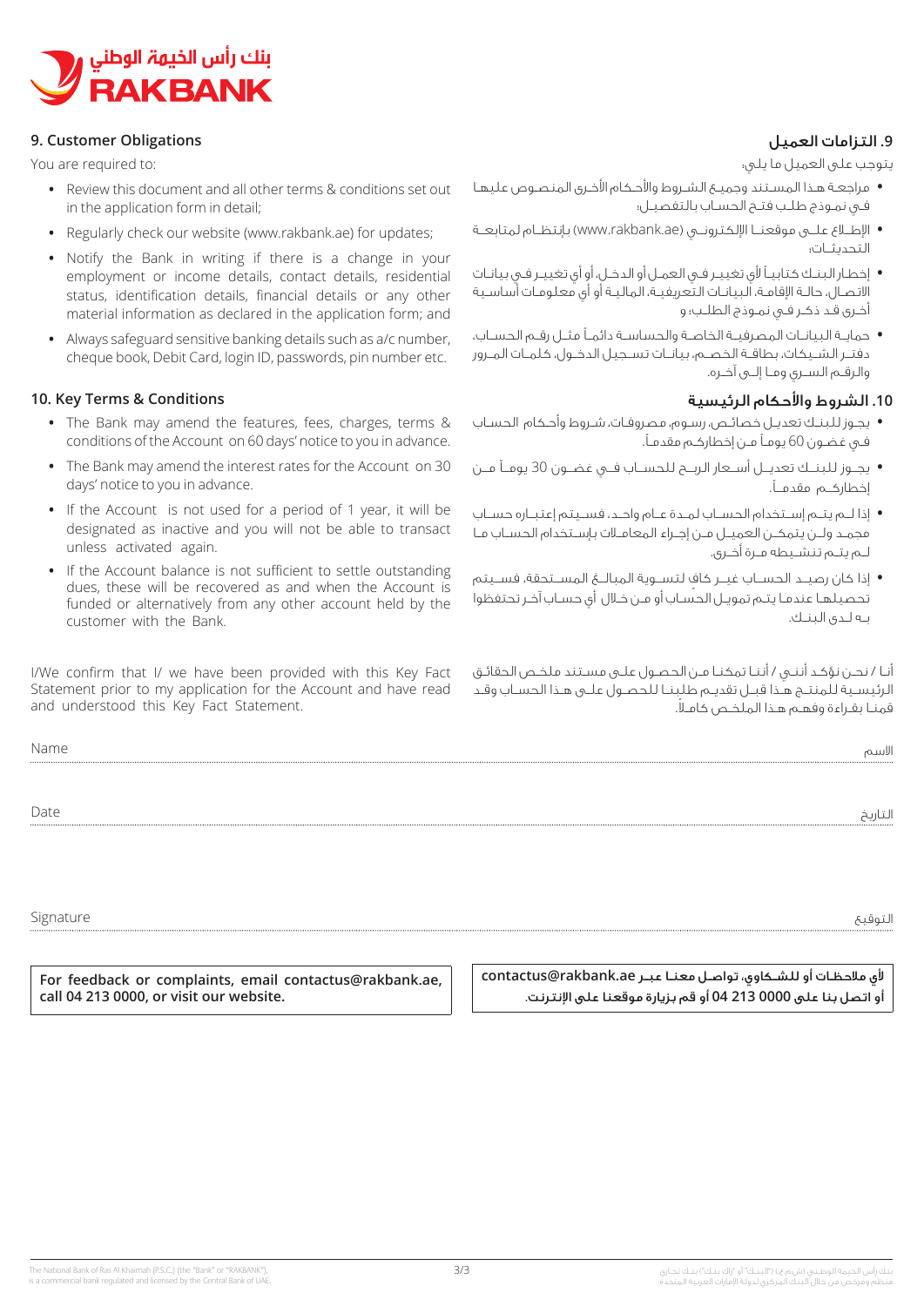## 9. Customer Obligations

You are required to:

- Review this document and all other terms & conditions set out in the application form in detail;
- Regularly check our website (www.rakbank.ae) for updates;
- Notify the Bank in writing if there is a change in your employment or income details, contact details, residential status, identification details, financial details or any other material information as declared in the application form; and
- Always safeguard sensitive banking details such as a/c number, cheque book, Debit Card, login ID, passwords, pin number etc.

## 10. Key Terms & Conditions

- The Bank may amend the features, fees, charges, terms & conditions of the Account on 60 days' notice to you in advance.
- The Bank may amend the interest rates for the Account on 30 days' notice to you in advance.
- If the Account is not used for a period of 1 year, it will be designated as inactive and you will not be able to transact unless activated again.
- If the Account balance is not sufficient to settle outstanding dues, these will be recovered as and when the Account is funded or alternatively from any other account held by the customer with the Bank.

I/We confirm that I/ we have been provided with this Key Fact Statement prior to my application for the Account and have read and understood this Key Fact Statement.

## 9. التزامات العميل

يتوجب على العميل ما يلي:

- مراجعة هذا المستند وجميع الشروط والأحكام الأخرى المنصوص عليها في نموذج طلب فتح الحساب بالتفصيل؛
- الإطلاع على موقعنا الإلكتروني (www.rakbank.ae) بإنتظام لمتابعة التحديثات؛
- إخطار البنك كتابياً لأي تغيير في العمل أو الدخل، أو أي تغيير في بيانات الاتصال، حالة الإقامة، البيانات التعريفية، المالية أو أي معلومات أساسية أخرى قد ذكر في نموذج الطلب؛ و
- حماية البيانات المصرفية الخاصة والحساسة دائماً مثل رقم الحساب، دفتر الشيكات، بطاقة الخصم، بيانات تسجيل الدخول، كلمات المرور والرقم السري وما إلى آخره.

## 10. الشروط والأحكام الرئيسية

- يجوز للبنك تعديل خصائص، رسوم، مصروفات، شروط وأحكام الحساب في غضون 60 يوماً من إخطاركم مقدماً.
- يجوز للبنك تعديل أسعار الربح للحساب في غضون 30 يوماً من إخطاركم مقدماً.
- إذا لم يتم إستخدام الحساب لمدة عام واحد، فسيتم إعتباره حساب مجمد ولن يتمكن العميل من إجراء المعاملات بإستخدام الحساب ما لم يتم تنشيطه مرة أخرى.
- إذا كان رصيد الحساب غير كافٍ لتسوية المبالغ المستحقة، فسيتم تحصيلها عندما يتم تمويل الحساب أو من خلال أي حساب آخر تحتفظوا به لدى البنك.

أنا / نحن نؤكد أنني / أننا تمكنا من الحصول على مستند ملخص الحقائق الرئيسية للمنتج هذا قبل تقديم طلبنا للحصول على هذا الحساب وقد قمنا بقراءة وفهم هذا الملخص كاملاً.

Name ........................................................................ الاسم

Date ........................................................................ التاريخ

Signature ........................................................................ التوقيع

**For feedback or complaints, email contactus@rakbank.ae, call 04 213 0000, or visit our website.**

**لأي ملاحظات أو للشكاوي، تواصل معنا عبر contactus@rakbank.ae أو اتصل بنا على 0000 213 04 أو قم بزيارة موقعنا على الإنترنت.**

The National Bank of Ras Al Khaimah (P.S.C.) (the "Bank" or "RAKBANK"), is a commercial bank regulated and licensed by the Central Bank of UAE.

بنك رأس الخيمة الوطني (ش.م.ع) ("البنك" أو "راك بنك") بنك تجاري منظم ومرخص من خلال البنك المركزي لدولة الإمارات العربية المتحدة.